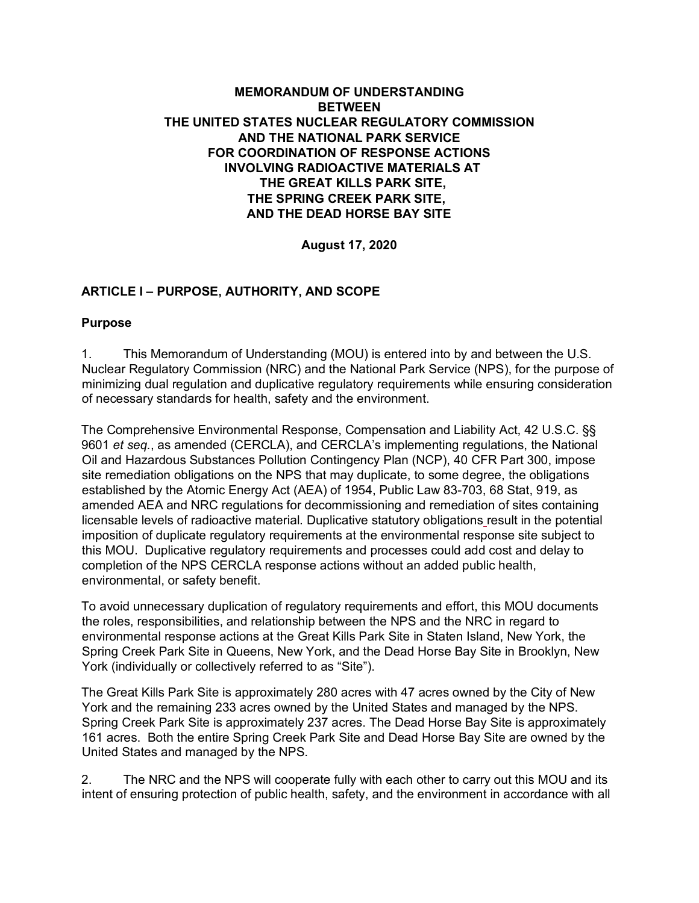# MEMORANDUM OF UNDERSTANDING BETWEEN THE UNITED STATES NUCLEAR REGULATORY COMMISSION AND THE NATIONAL PARK SERVICE FOR COORDINATION OF RESPONSE ACTIONS INVOLVING RADIOACTIVE MATERIALS AT THE GREAT KILLS PARK SITE, THE SPRING CREEK PARK SITE, AND THE DEAD HORSE BAY SITE

**August 17, 2020**

## ARTICLE I – PURPOSE, AUTHORITY, AND SCOPE

### Purpose

1. This Memorandum of Understanding (MOU) is entered into by and between the U.S. Nuclear Regulatory Commission (NRC) and the National Park Service (NPS), for the purpose of minimizing dual regulation and duplicative regulatory requirements while ensuring consideration of necessary standards for health, safety and the environment.

The Comprehensive Environmental Response, Compensation and Liability Act, 42 U.S.C. §§ 9601 *et seq.*, as amended (CERCLA), and CERCLA's implementing regulations, the National Oil and Hazardous Substances Pollution Contingency Plan (NCP), 40 CFR Part 300, impose site remediation obligations on the NPS that may duplicate, to some degree, the obligations established by the Atomic Energy Act (AEA) of 1954, Public Law 83-703, 68 Stat, 919, as amended AEA and NRC regulations for decommissioning and remediation of sites containing licensable levels of radioactive material. Duplicative statutory obligations result in the potential imposition of duplicate regulatory requirements at the environmental response site subject to this MOU. Duplicative regulatory requirements and processes could add cost and delay to completion of the NPS CERCLA response actions without an added public health, environmental, or safety benefit.

To avoid unnecessary duplication of regulatory requirements and effort, this MOU documents the roles, responsibilities, and relationship between the NPS and the NRC in regard to environmental response actions at the Great Kills Park Site in Staten Island, New York, the Spring Creek Park Site in Queens, New York, and the Dead Horse Bay Site in Brooklyn, New York (individually or collectively referred to as "Site").

The Great Kills Park Site is approximately 280 acres with 47 acres owned by the City of New York and the remaining 233 acres owned by the United States and managed by the NPS. Spring Creek Park Site is approximately 237 acres. The Dead Horse Bay Site is approximately 161 acres. Both the entire Spring Creek Park Site and Dead Horse Bay Site are owned by the United States and managed by the NPS.

2. The NRC and the NPS will cooperate fully with each other to carry out this MOU and its intent of ensuring protection of public health, safety, and the environment in accordance with all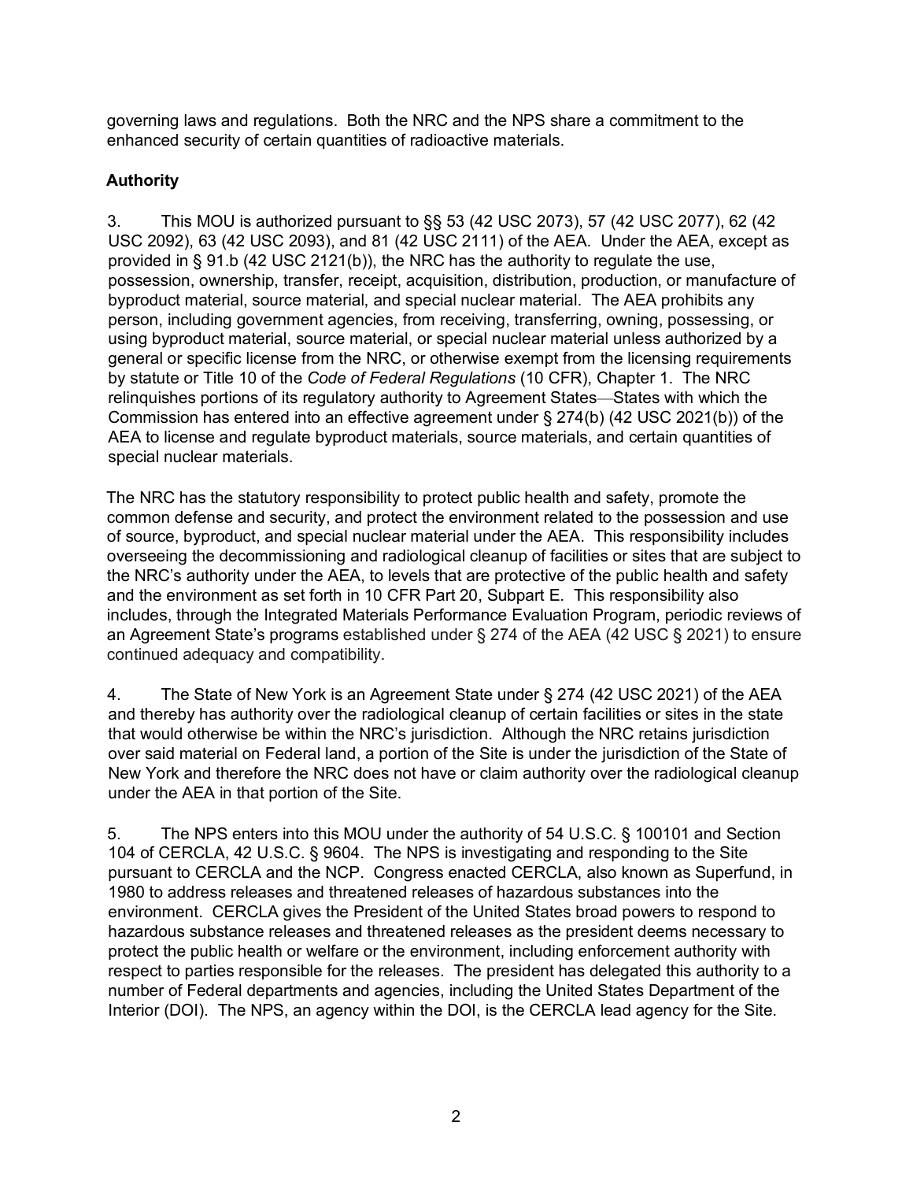governing laws and regulations. Both the NRC and the NPS share a commitment to the enhanced security of certain quantities of radioactive materials.

### Authority

3. This MOU is authorized pursuant to §§ 53 (42 USC 2073), 57 (42 USC 2077), 62 (42 USC 2092), 63 (42 USC 2093), and 81 (42 USC 2111) of the AEA. Under the AEA, except as provided in § 91.b (42 USC 2121(b)), the NRC has the authority to regulate the use, possession, ownership, transfer, receipt, acquisition, distribution, production, or manufacture of byproduct material, source material, and special nuclear material. The AEA prohibits any person, including government agencies, from receiving, transferring, owning, possessing, or using byproduct material, source material, or special nuclear material unless authorized by a general or specific license from the NRC, or otherwise exempt from the licensing requirements by statute or Title 10 of the *Code of Federal Regulations* (10 CFR), Chapter 1. The NRC relinquishes portions of its regulatory authority to Agreement States—States with which the Commission has entered into an effective agreement under § 274(b) (42 USC 2021(b)) of the AEA to license and regulate byproduct materials, source materials, and certain quantities of special nuclear materials.

The NRC has the statutory responsibility to protect public health and safety, promote the common defense and security, and protect the environment related to the possession and use of source, byproduct, and special nuclear material under the AEA. This responsibility includes overseeing the decommissioning and radiological cleanup of facilities or sites that are subject to the NRC's authority under the AEA, to levels that are protective of the public health and safety and the environment as set forth in 10 CFR Part 20, Subpart E. This responsibility also includes, through the Integrated Materials Performance Evaluation Program, periodic reviews of an Agreement State's programs established under § 274 of the AEA (42 USC § 2021) to ensure continued adequacy and compatibility.

4. The State of New York is an Agreement State under § 274 (42 USC 2021) of the AEA and thereby has authority over the radiological cleanup of certain facilities or sites in the state that would otherwise be within the NRC's jurisdiction. Although the NRC retains jurisdiction over said material on Federal land, a portion of the Site is under the jurisdiction of the State of New York and therefore the NRC does not have or claim authority over the radiological cleanup under the AEA in that portion of the Site.

5. The NPS enters into this MOU under the authority of 54 U.S.C. § 100101 and Section 104 of CERCLA, 42 U.S.C. § 9604. The NPS is investigating and responding to the Site pursuant to CERCLA and the NCP. Congress enacted CERCLA, also known as Superfund, in 1980 to address releases and threatened releases of hazardous substances into the environment. CERCLA gives the President of the United States broad powers to respond to hazardous substance releases and threatened releases as the president deems necessary to protect the public health or welfare or the environment, including enforcement authority with respect to parties responsible for the releases. The president has delegated this authority to a number of Federal departments and agencies, including the United States Department of the Interior (DOI). The NPS, an agency within the DOI, is the CERCLA lead agency for the Site.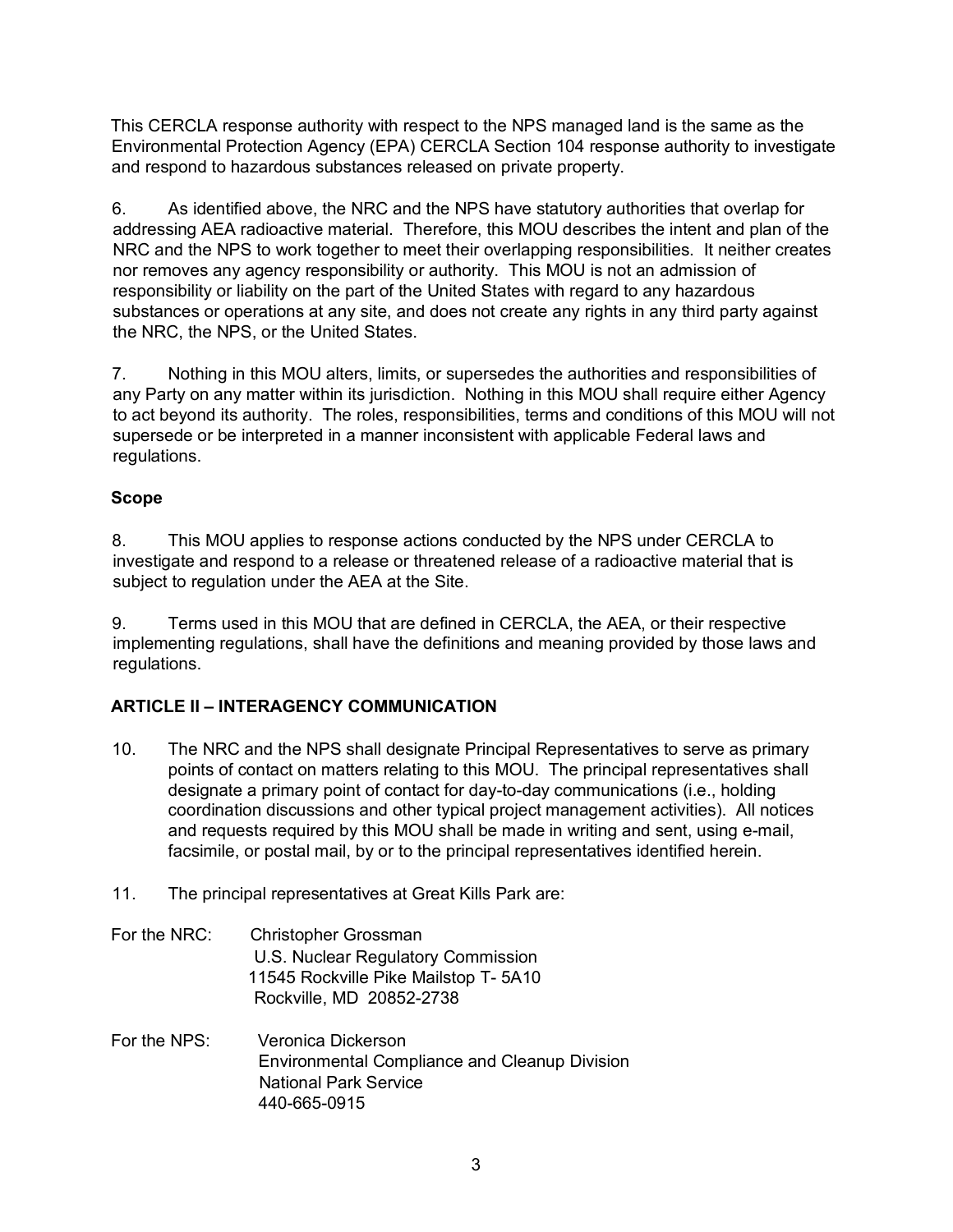This CERCLA response authority with respect to the NPS managed land is the same as the Environmental Protection Agency (EPA) CERCLA Section 104 response authority to investigate and respond to hazardous substances released on private property.

6. As identified above, the NRC and the NPS have statutory authorities that overlap for addressing AEA radioactive material. Therefore, this MOU describes the intent and plan of the NRC and the NPS to work together to meet their overlapping responsibilities. It neither creates nor removes any agency responsibility or authority. This MOU is not an admission of responsibility or liability on the part of the United States with regard to any hazardous substances or operations at any site, and does not create any rights in any third party against the NRC, the NPS, or the United States.

7. Nothing in this MOU alters, limits, or supersedes the authorities and responsibilities of any Party on any matter within its jurisdiction. Nothing in this MOU shall require either Agency to act beyond its authority. The roles, responsibilities, terms and conditions of this MOU will not supersede or be interpreted in a manner inconsistent with applicable Federal laws and regulations.

**Scope**

8. This MOU applies to response actions conducted by the NPS under CERCLA to investigate and respond to a release or threatened release of a radioactive material that is subject to regulation under the AEA at the Site.

9. Terms used in this MOU that are defined in CERCLA, the AEA, or their respective implementing regulations, shall have the definitions and meaning provided by those laws and regulations.

## ARTICLE II – INTERAGENCY COMMUNICATION

10. The NRC and the NPS shall designate Principal Representatives to serve as primary points of contact on matters relating to this MOU. The principal representatives shall designate a primary point of contact for day-to-day communications (i.e., holding coordination discussions and other typical project management activities). All notices and requests required by this MOU shall be made in writing and sent, using e-mail, facsimile, or postal mail, by or to the principal representatives identified herein.

11. The principal representatives at Great Kills Park are:

For the NRC:
Christopher Grossman
U.S. Nuclear Regulatory Commission
11545 Rockville Pike Mailstop T- 5A10
Rockville, MD 20852-2738

For the NPS:
Veronica Dickerson
Environmental Compliance and Cleanup Division
National Park Service
440-665-0915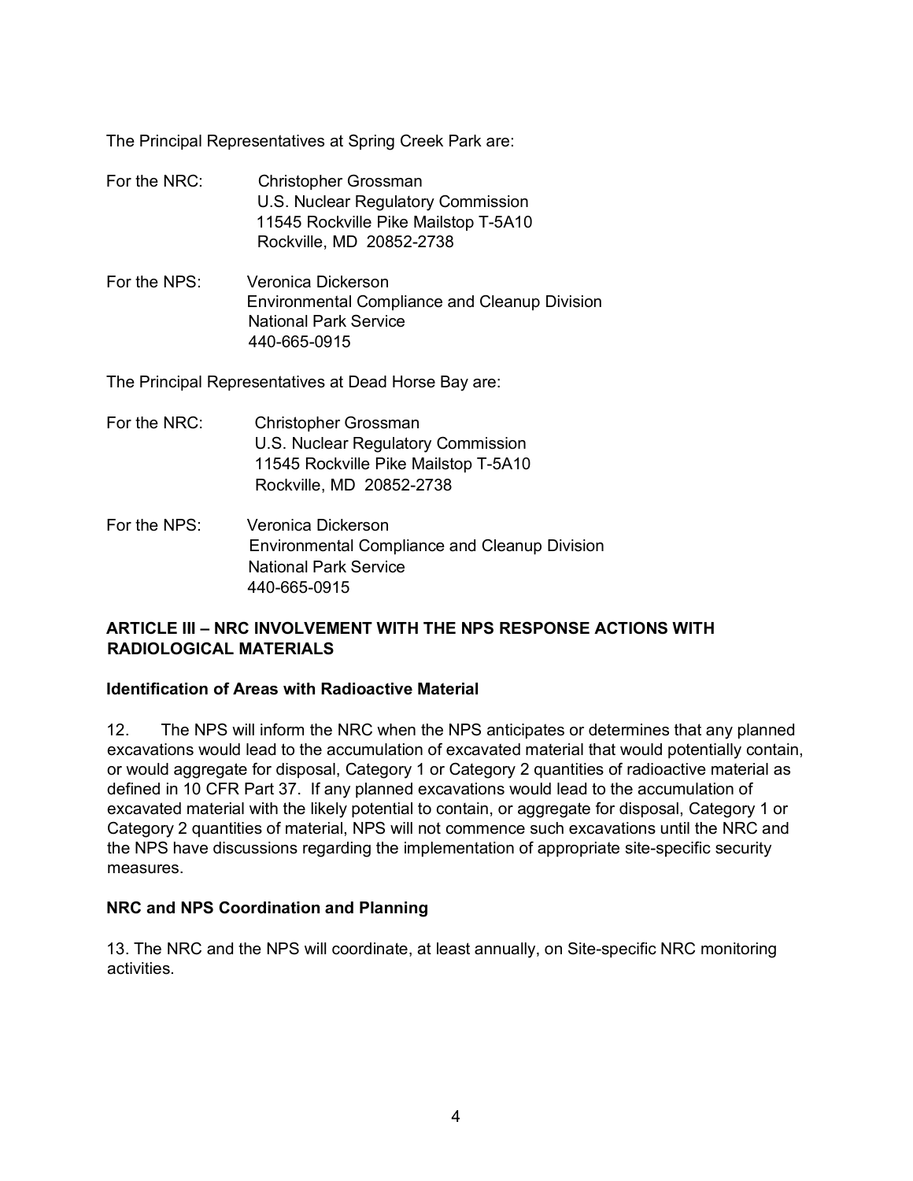The Principal Representatives at Spring Creek Park are:

For the NRC: Christopher Grossman
U.S. Nuclear Regulatory Commission
11545 Rockville Pike Mailstop T-5A10
Rockville, MD 20852-2738

For the NPS: Veronica Dickerson
Environmental Compliance and Cleanup Division
National Park Service
440-665-0915

The Principal Representatives at Dead Horse Bay are:

For the NRC: Christopher Grossman
U.S. Nuclear Regulatory Commission
11545 Rockville Pike Mailstop T-5A10
Rockville, MD 20852-2738

For the NPS: Veronica Dickerson
Environmental Compliance and Cleanup Division
National Park Service
440-665-0915

## ARTICLE III – NRC INVOLVEMENT WITH THE NPS RESPONSE ACTIONS WITH RADIOLOGICAL MATERIALS

### Identification of Areas with Radioactive Material

12. The NPS will inform the NRC when the NPS anticipates or determines that any planned excavations would lead to the accumulation of excavated material that would potentially contain, or would aggregate for disposal, Category 1 or Category 2 quantities of radioactive material as defined in 10 CFR Part 37. If any planned excavations would lead to the accumulation of excavated material with the likely potential to contain, or aggregate for disposal, Category 1 or Category 2 quantities of material, NPS will not commence such excavations until the NRC and the NPS have discussions regarding the implementation of appropriate site-specific security measures.

### NRC and NPS Coordination and Planning

13. The NRC and the NPS will coordinate, at least annually, on Site-specific NRC monitoring activities.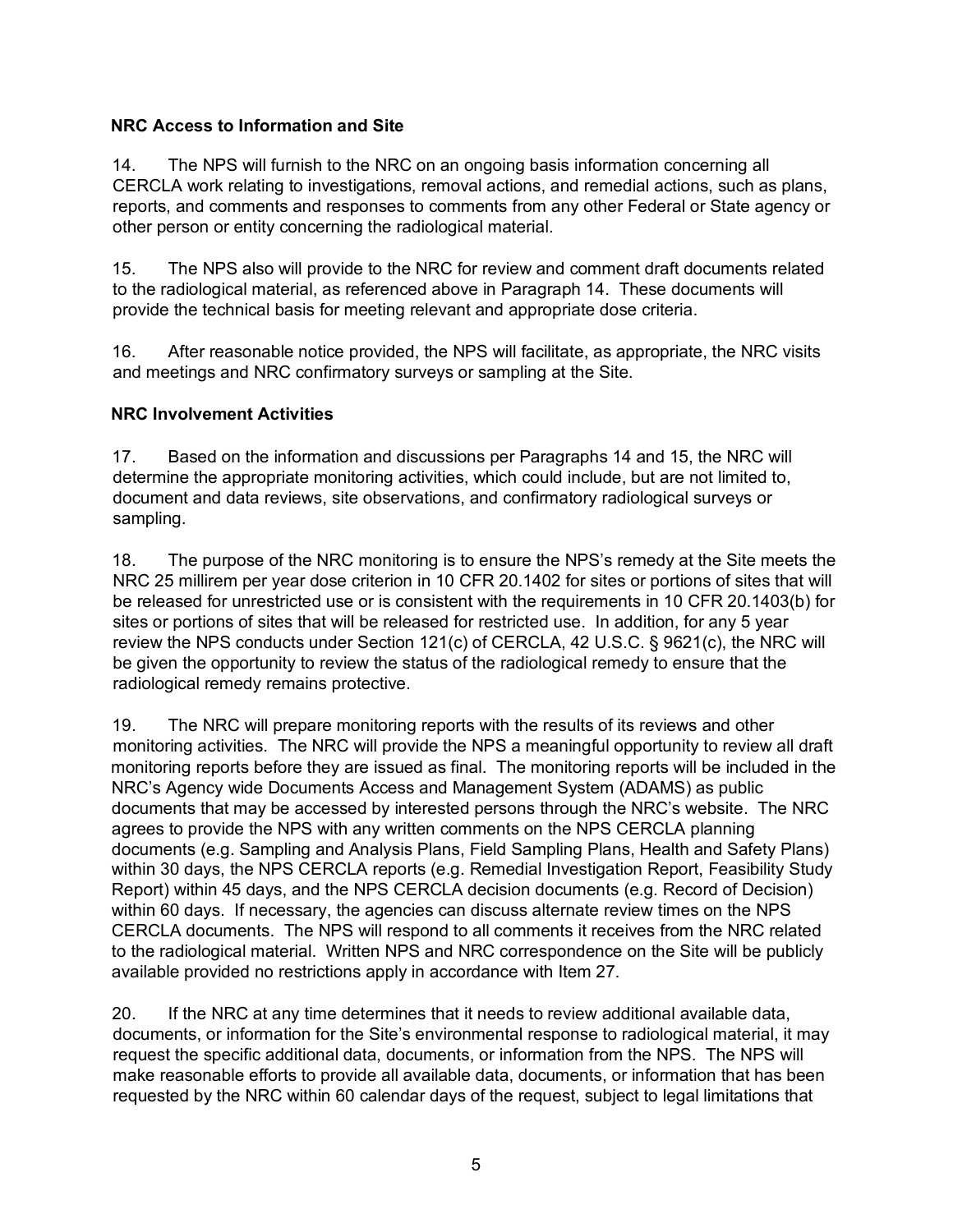**NRC Access to Information and Site**

14. The NPS will furnish to the NRC on an ongoing basis information concerning all CERCLA work relating to investigations, removal actions, and remedial actions, such as plans, reports, and comments and responses to comments from any other Federal or State agency or other person or entity concerning the radiological material.

15. The NPS also will provide to the NRC for review and comment draft documents related to the radiological material, as referenced above in Paragraph 14. These documents will provide the technical basis for meeting relevant and appropriate dose criteria.

16. After reasonable notice provided, the NPS will facilitate, as appropriate, the NRC visits and meetings and NRC confirmatory surveys or sampling at the Site.

**NRC Involvement Activities**

17. Based on the information and discussions per Paragraphs 14 and 15, the NRC will determine the appropriate monitoring activities, which could include, but are not limited to, document and data reviews, site observations, and confirmatory radiological surveys or sampling.

18. The purpose of the NRC monitoring is to ensure the NPS's remedy at the Site meets the NRC 25 millirem per year dose criterion in 10 CFR 20.1402 for sites or portions of sites that will be released for unrestricted use or is consistent with the requirements in 10 CFR 20.1403(b) for sites or portions of sites that will be released for restricted use. In addition, for any 5 year review the NPS conducts under Section 121(c) of CERCLA, 42 U.S.C. § 9621(c), the NRC will be given the opportunity to review the status of the radiological remedy to ensure that the radiological remedy remains protective.

19. The NRC will prepare monitoring reports with the results of its reviews and other monitoring activities. The NRC will provide the NPS a meaningful opportunity to review all draft monitoring reports before they are issued as final. The monitoring reports will be included in the NRC's Agency wide Documents Access and Management System (ADAMS) as public documents that may be accessed by interested persons through the NRC's website. The NRC agrees to provide the NPS with any written comments on the NPS CERCLA planning documents (e.g. Sampling and Analysis Plans, Field Sampling Plans, Health and Safety Plans) within 30 days, the NPS CERCLA reports (e.g. Remedial Investigation Report, Feasibility Study Report) within 45 days, and the NPS CERCLA decision documents (e.g. Record of Decision) within 60 days. If necessary, the agencies can discuss alternate review times on the NPS CERCLA documents. The NPS will respond to all comments it receives from the NRC related to the radiological material. Written NPS and NRC correspondence on the Site will be publicly available provided no restrictions apply in accordance with Item 27.

20. If the NRC at any time determines that it needs to review additional available data, documents, or information for the Site's environmental response to radiological material, it may request the specific additional data, documents, or information from the NPS. The NPS will make reasonable efforts to provide all available data, documents, or information that has been requested by the NRC within 60 calendar days of the request, subject to legal limitations that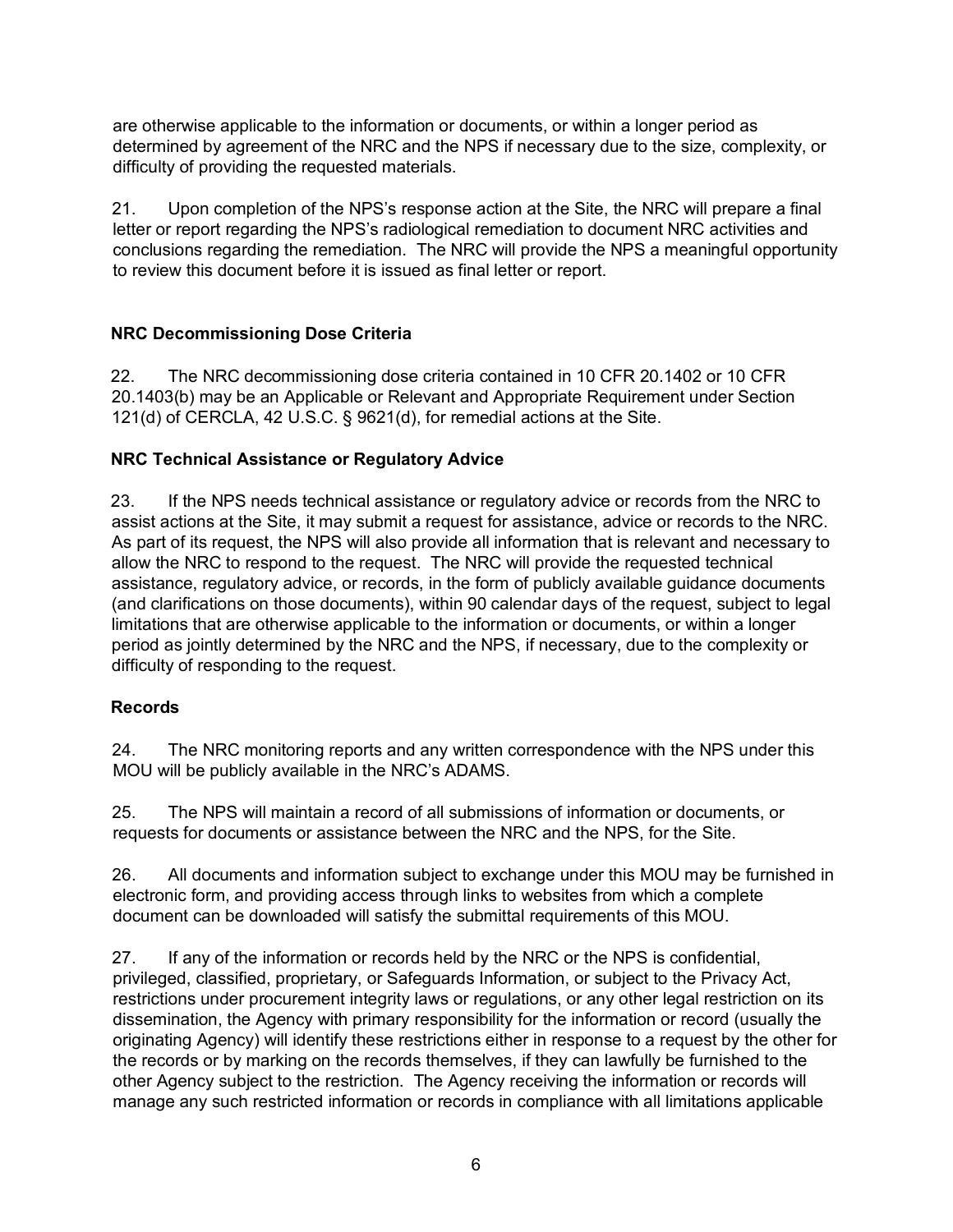are otherwise applicable to the information or documents, or within a longer period as determined by agreement of the NRC and the NPS if necessary due to the size, complexity, or difficulty of providing the requested materials.

21. Upon completion of the NPS's response action at the Site, the NRC will prepare a final letter or report regarding the NPS's radiological remediation to document NRC activities and conclusions regarding the remediation. The NRC will provide the NPS a meaningful opportunity to review this document before it is issued as final letter or report.

**NRC Decommissioning Dose Criteria**

22. The NRC decommissioning dose criteria contained in 10 CFR 20.1402 or 10 CFR 20.1403(b) may be an Applicable or Relevant and Appropriate Requirement under Section 121(d) of CERCLA, 42 U.S.C. § 9621(d), for remedial actions at the Site.

**NRC Technical Assistance or Regulatory Advice**

23. If the NPS needs technical assistance or regulatory advice or records from the NRC to assist actions at the Site, it may submit a request for assistance, advice or records to the NRC. As part of its request, the NPS will also provide all information that is relevant and necessary to allow the NRC to respond to the request. The NRC will provide the requested technical assistance, regulatory advice, or records, in the form of publicly available guidance documents (and clarifications on those documents), within 90 calendar days of the request, subject to legal limitations that are otherwise applicable to the information or documents, or within a longer period as jointly determined by the NRC and the NPS, if necessary, due to the complexity or difficulty of responding to the request.

**Records**

24. The NRC monitoring reports and any written correspondence with the NPS under this MOU will be publicly available in the NRC's ADAMS.

25. The NPS will maintain a record of all submissions of information or documents, or requests for documents or assistance between the NRC and the NPS, for the Site.

26. All documents and information subject to exchange under this MOU may be furnished in electronic form, and providing access through links to websites from which a complete document can be downloaded will satisfy the submittal requirements of this MOU.

27. If any of the information or records held by the NRC or the NPS is confidential, privileged, classified, proprietary, or Safeguards Information, or subject to the Privacy Act, restrictions under procurement integrity laws or regulations, or any other legal restriction on its dissemination, the Agency with primary responsibility for the information or record (usually the originating Agency) will identify these restrictions either in response to a request by the other for the records or by marking on the records themselves, if they can lawfully be furnished to the other Agency subject to the restriction. The Agency receiving the information or records will manage any such restricted information or records in compliance with all limitations applicable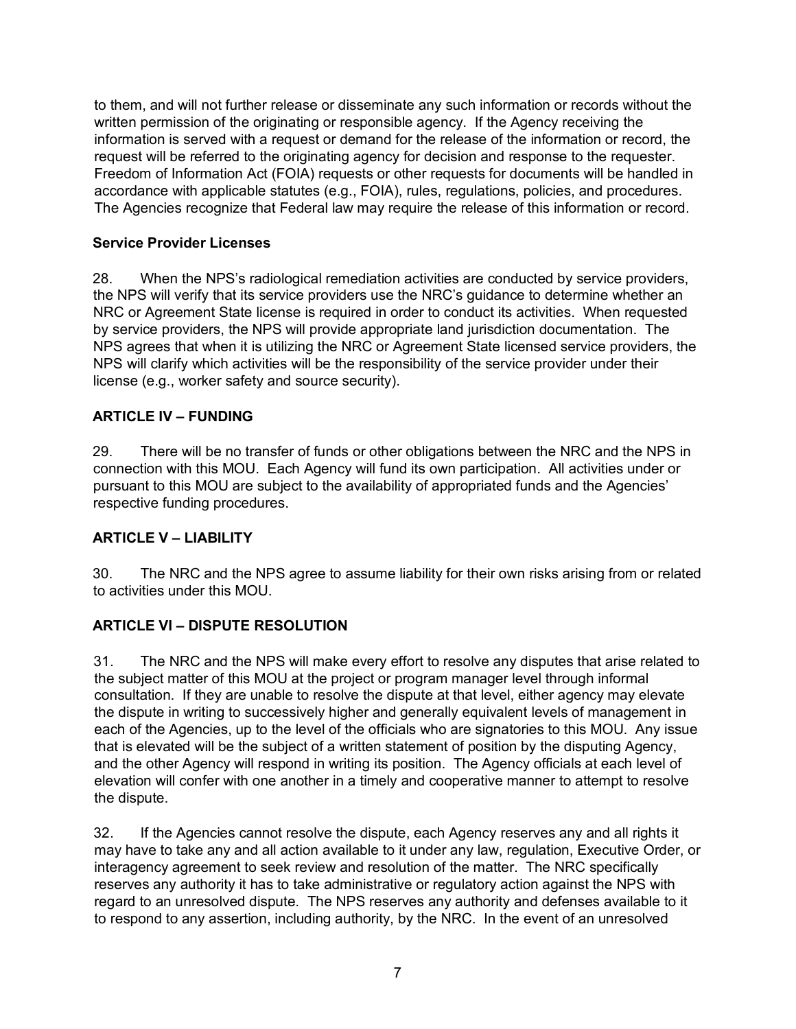to them, and will not further release or disseminate any such information or records without the written permission of the originating or responsible agency. If the Agency receiving the information is served with a request or demand for the release of the information or record, the request will be referred to the originating agency for decision and response to the requester. Freedom of Information Act (FOIA) requests or other requests for documents will be handled in accordance with applicable statutes (e.g., FOIA), rules, regulations, policies, and procedures. The Agencies recognize that Federal law may require the release of this information or record.

**Service Provider Licenses**

28. When the NPS's radiological remediation activities are conducted by service providers, the NPS will verify that its service providers use the NRC's guidance to determine whether an NRC or Agreement State license is required in order to conduct its activities. When requested by service providers, the NPS will provide appropriate land jurisdiction documentation. The NPS agrees that when it is utilizing the NRC or Agreement State licensed service providers, the NPS will clarify which activities will be the responsibility of the service provider under their license (e.g., worker safety and source security).

## ARTICLE IV – FUNDING

29. There will be no transfer of funds or other obligations between the NRC and the NPS in connection with this MOU. Each Agency will fund its own participation. All activities under or pursuant to this MOU are subject to the availability of appropriated funds and the Agencies' respective funding procedures.

## ARTICLE V – LIABILITY

30. The NRC and the NPS agree to assume liability for their own risks arising from or related to activities under this MOU.

## ARTICLE VI – DISPUTE RESOLUTION

31. The NRC and the NPS will make every effort to resolve any disputes that arise related to the subject matter of this MOU at the project or program manager level through informal consultation. If they are unable to resolve the dispute at that level, either agency may elevate the dispute in writing to successively higher and generally equivalent levels of management in each of the Agencies, up to the level of the officials who are signatories to this MOU. Any issue that is elevated will be the subject of a written statement of position by the disputing Agency, and the other Agency will respond in writing its position. The Agency officials at each level of elevation will confer with one another in a timely and cooperative manner to attempt to resolve the dispute.

32. If the Agencies cannot resolve the dispute, each Agency reserves any and all rights it may have to take any and all action available to it under any law, regulation, Executive Order, or interagency agreement to seek review and resolution of the matter. The NRC specifically reserves any authority it has to take administrative or regulatory action against the NPS with regard to an unresolved dispute. The NPS reserves any authority and defenses available to it to respond to any assertion, including authority, by the NRC. In the event of an unresolved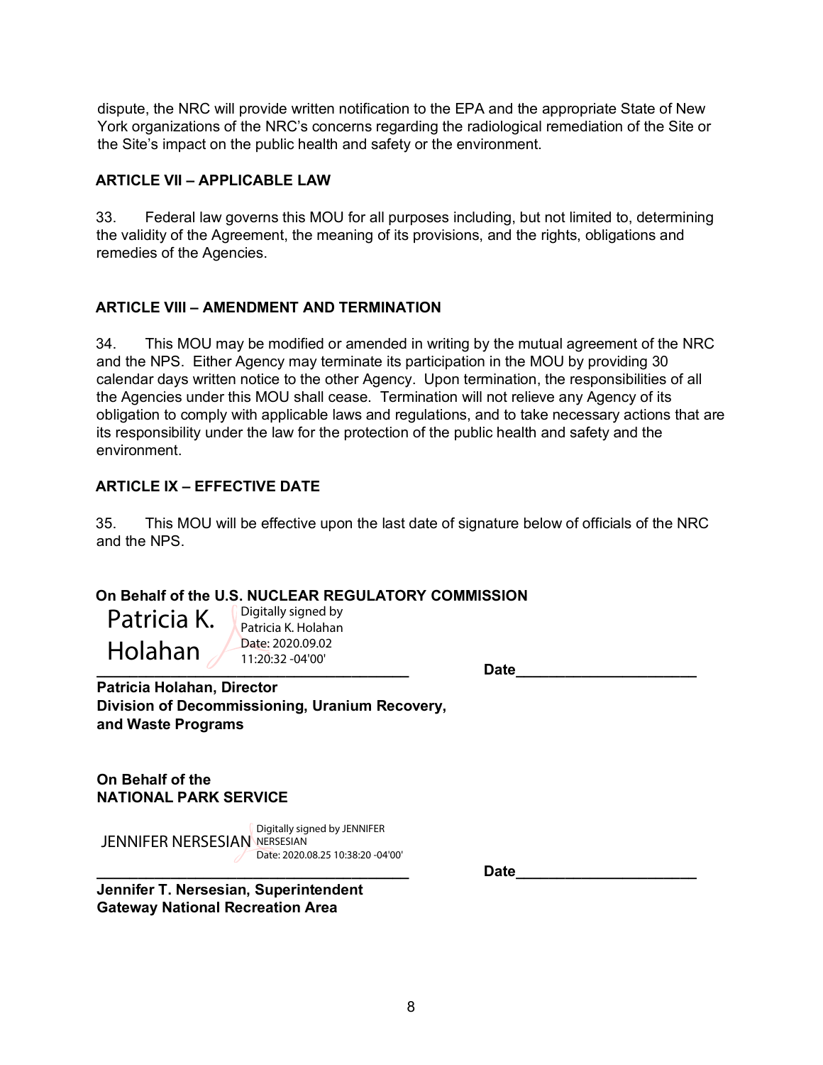dispute, the NRC will provide written notification to the EPA and the appropriate State of New York organizations of the NRC's concerns regarding the radiological remediation of the Site or the Site's impact on the public health and safety or the environment.

**ARTICLE VII – APPLICABLE LAW**

33. Federal law governs this MOU for all purposes including, but not limited to, determining the validity of the Agreement, the meaning of its provisions, and the rights, obligations and remedies of the Agencies.

**ARTICLE VIII – AMENDMENT AND TERMINATION**

34. This MOU may be modified or amended in writing by the mutual agreement of the NRC and the NPS. Either Agency may terminate its participation in the MOU by providing 30 calendar days written notice to the other Agency. Upon termination, the responsibilities of all the Agencies under this MOU shall cease. Termination will not relieve any Agency of its obligation to comply with applicable laws and regulations, and to take necessary actions that are its responsibility under the law for the protection of the public health and safety and the environment.

**ARTICLE IX – EFFECTIVE DATE**

35. This MOU will be effective upon the last date of signature below of officials of the NRC and the NPS.

**On Behalf of the U.S. NUCLEAR REGULATORY COMMISSION**

Patricia K. Holahan
Digitally signed by Patricia K. Holahan
Date: 2020.09.02 11:20:32 -04'00'

_______________________________________ Date______________________

**Patricia Holahan, Director**
**Division of Decommissioning, Uranium Recovery, and Waste Programs**

**On Behalf of the**
**NATIONAL PARK SERVICE**

JENNIFER NERSESIAN
Digitally signed by JENNIFER NERSESIAN
Date: 2020.08.25 10:38:20 -04'00'

_______________________________________ Date______________________

**Jennifer T. Nersesian, Superintendent**
**Gateway National Recreation Area**